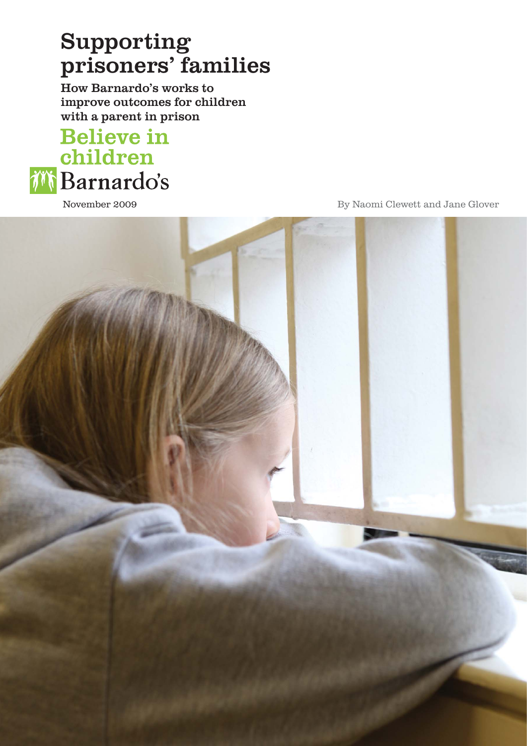# Supporting prisoners' families

**How Barnardo's works to improve outcomes for children with a parent in prison**

Believe in children
Barnardo's

November 2009

By Naomi Clewett and Jane Glover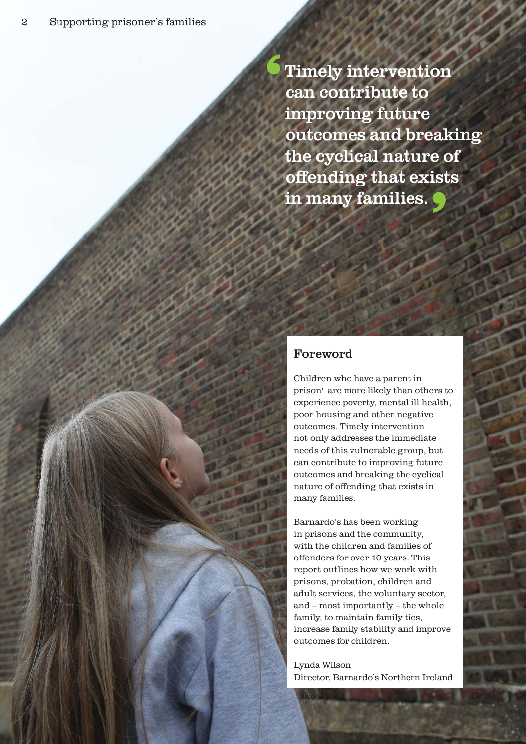> Timely intervention can contribute to improving future outcomes and breaking the cyclical nature of offending that exists in many families.

## Foreword

Children who have a parent in prison[i] are more likely than others to experience poverty, mental ill health, poor housing and other negative outcomes. Timely intervention not only addresses the immediate needs of this vulnerable group, but can contribute to improving future outcomes and breaking the cyclical nature of offending that exists in many families.

Barnardo's has been working in prisons and the community, with the children and families of offenders for over 10 years. This report outlines how we work with prisons, probation, children and adult services, the voluntary sector, and – most importantly – the whole family, to maintain family ties, increase family stability and improve outcomes for children.

Lynda Wilson
Director, Barnardo's Northern Ireland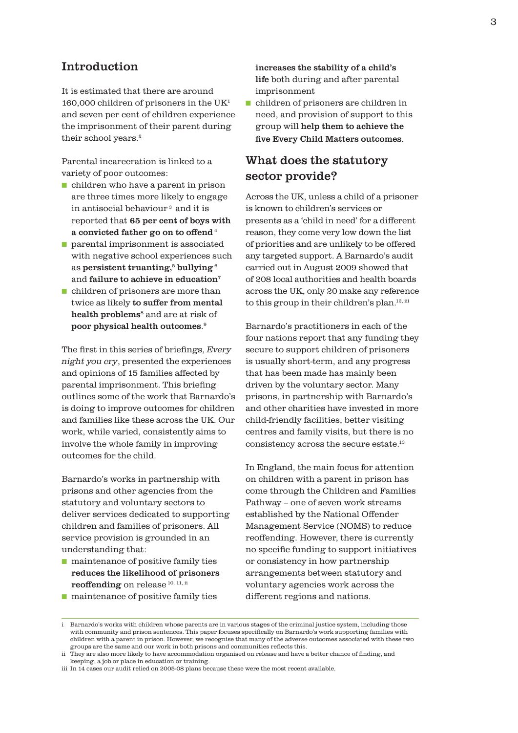## Introduction

It is estimated that there are around 160,000 children of prisoners in the UK[1] and seven per cent of children experience the imprisonment of their parent during their school years.[2]

Parental incarceration is linked to a variety of poor outcomes:

- children who have a parent in prison are three times more likely to engage in antisocial behaviour[3] and it is reported that **65 per cent of boys with a convicted father go on to offend**[4]
- parental imprisonment is associated with negative school experiences such as **persistent truanting**,[5] **bullying**[6] and **failure to achieve in education**[7]
- children of prisoners are more than twice as likely **to suffer from mental health problems**[8] and are at risk of **poor physical health outcomes**.[9]

The first in this series of briefings, *Every night you cry*, presented the experiences and opinions of 15 families affected by parental imprisonment. This briefing outlines some of the work that Barnardo's is doing to improve outcomes for children and families like these across the UK. Our work, while varied, consistently aims to involve the whole family in improving outcomes for the child.

Barnardo's works in partnership with prisons and other agencies from the statutory and voluntary sectors to deliver services dedicated to supporting children and families of prisoners. All service provision is grounded in an understanding that:

- maintenance of positive family ties **reduces the likelihood of prisoners reoffending** on release[10, 11, ii]
- maintenance of positive family ties **increases the stability of a child's life** both during and after parental imprisonment
- children of prisoners are children in need, and provision of support to this group will **help them to achieve the five Every Child Matters outcomes**.

## What does the statutory sector provide?

Across the UK, unless a child of a prisoner is known to children's services or presents as a 'child in need' for a different reason, they come very low down the list of priorities and are unlikely to be offered any targeted support. A Barnardo's audit carried out in August 2009 showed that of 208 local authorities and health boards across the UK, only 20 make any reference to this group in their children's plan.[12, iii]

Barnardo's practitioners in each of the four nations report that any funding they secure to support children of prisoners is usually short-term, and any progress that has been made has mainly been driven by the voluntary sector. Many prisons, in partnership with Barnardo's and other charities have invested in more child-friendly facilities, better visiting centres and family visits, but there is no consistency across the secure estate.[13]

In England, the main focus for attention on children with a parent in prison has come through the Children and Families Pathway – one of seven work streams established by the National Offender Management Service (NOMS) to reduce reoffending. However, there is currently no specific funding to support initiatives or consistency in how partnership arrangements between statutory and voluntary agencies work across the different regions and nations.

---

i Barnardo's works with children whose parents are in various stages of the criminal justice system, including those with community and prison sentences. This paper focuses specifically on Barnardo's work supporting families with children with a parent in prison. However, we recognise that many of the adverse outcomes associated with these two groups are the same and our work in both prisons and communities reflects this.

ii They are also more likely to have accommodation organised on release and have a better chance of finding, and keeping, a job or place in education or training.

iii In 14 cases our audit relied on 2005-08 plans because these were the most recent available.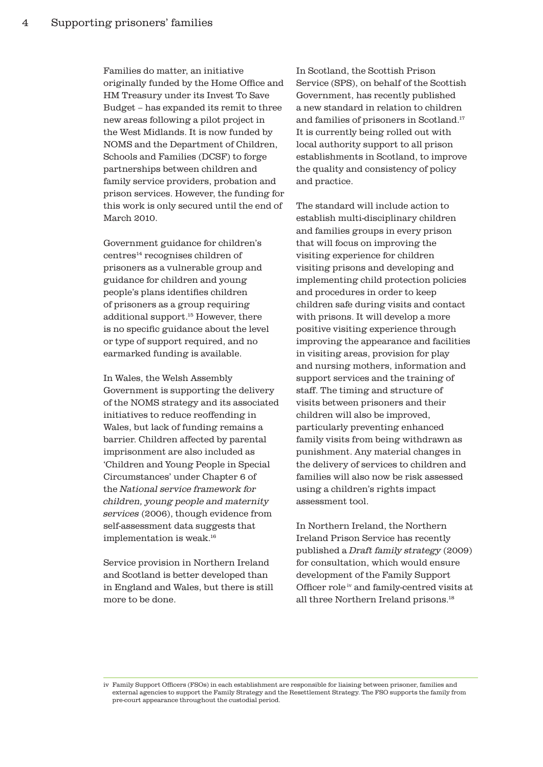Families do matter, an initiative originally funded by the Home Office and HM Treasury under its Invest To Save Budget – has expanded its remit to three new areas following a pilot project in the West Midlands. It is now funded by NOMS and the Department of Children, Schools and Families (DCSF) to forge partnerships between children and family service providers, probation and prison services. However, the funding for this work is only secured until the end of March 2010.

Government guidance for children's centres[14] recognises children of prisoners as a vulnerable group and guidance for children and young people's plans identifies children of prisoners as a group requiring additional support.[15] However, there is no specific guidance about the level or type of support required, and no earmarked funding is available.

In Wales, the Welsh Assembly Government is supporting the delivery of the NOMS strategy and its associated initiatives to reduce reoffending in Wales, but lack of funding remains a barrier. Children affected by parental imprisonment are also included as 'Children and Young People in Special Circumstances' under Chapter 6 of the *National service framework for children, young people and maternity services* (2006), though evidence from self-assessment data suggests that implementation is weak.[16]

Service provision in Northern Ireland and Scotland is better developed than in England and Wales, but there is still more to be done.

In Scotland, the Scottish Prison Service (SPS), on behalf of the Scottish Government, has recently published a new standard in relation to children and families of prisoners in Scotland.[17] It is currently being rolled out with local authority support to all prison establishments in Scotland, to improve the quality and consistency of policy and practice.

The standard will include action to establish multi-disciplinary children and families groups in every prison that will focus on improving the visiting experience for children visiting prisons and developing and implementing child protection policies and procedures in order to keep children safe during visits and contact with prisons. It will develop a more positive visiting experience through improving the appearance and facilities in visiting areas, provision for play and nursing mothers, information and support services and the training of staff. The timing and structure of visits between prisoners and their children will also be improved, particularly preventing enhanced family visits from being withdrawn as punishment. Any material changes in the delivery of services to children and families will also now be risk assessed using a children's rights impact assessment tool.

In Northern Ireland, the Northern Ireland Prison Service has recently published a *Draft family strategy* (2009) for consultation, which would ensure development of the Family Support Officer role[iv] and family-centred visits at all three Northern Ireland prisons.[18]

---

iv Family Support Officers (FSOs) in each establishment are responsible for liaising between prisoner, families and external agencies to support the Family Strategy and the Resettlement Strategy. The FSO supports the family from pre-court appearance throughout the custodial period.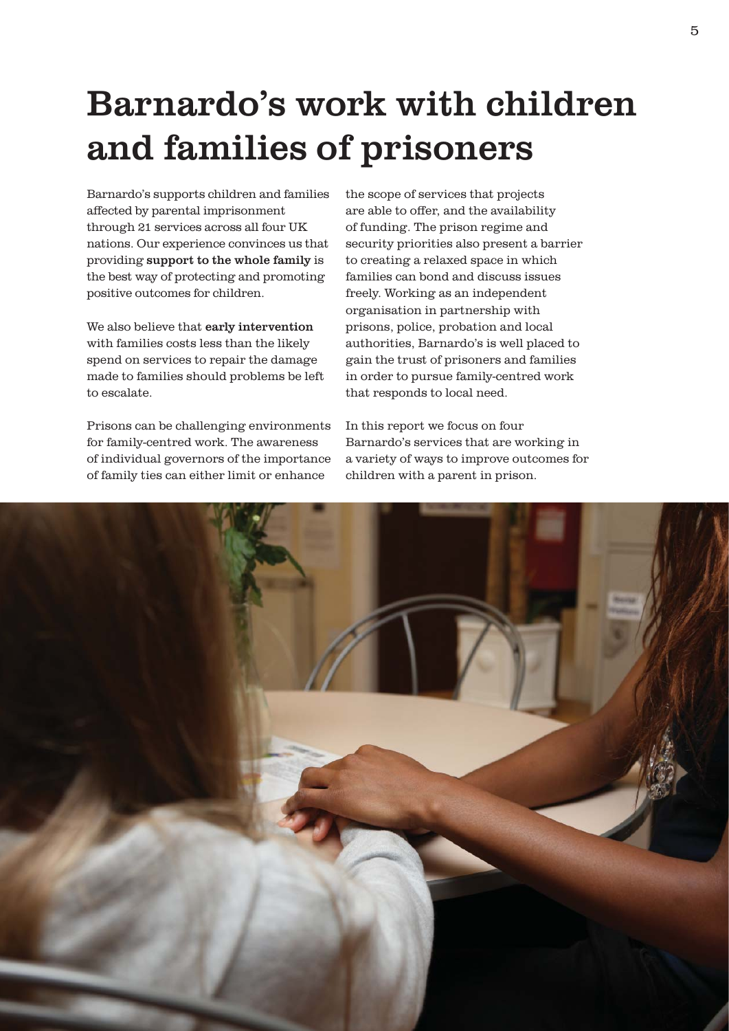# Barnardo's work with children and families of prisoners

Barnardo's supports children and families affected by parental imprisonment through 21 services across all four UK nations. Our experience convinces us that providing **support to the whole family** is the best way of protecting and promoting positive outcomes for children.

We also believe that **early intervention** with families costs less than the likely spend on services to repair the damage made to families should problems be left to escalate.

Prisons can be challenging environments for family-centred work. The awareness of individual governors of the importance of family ties can either limit or enhance the scope of services that projects are able to offer, and the availability of funding. The prison regime and security priorities also present a barrier to creating a relaxed space in which families can bond and discuss issues freely. Working as an independent organisation in partnership with prisons, police, probation and local authorities, Barnardo's is well placed to gain the trust of prisoners and families in order to pursue family-centred work that responds to local need.

In this report we focus on four Barnardo's services that are working in a variety of ways to improve outcomes for children with a parent in prison.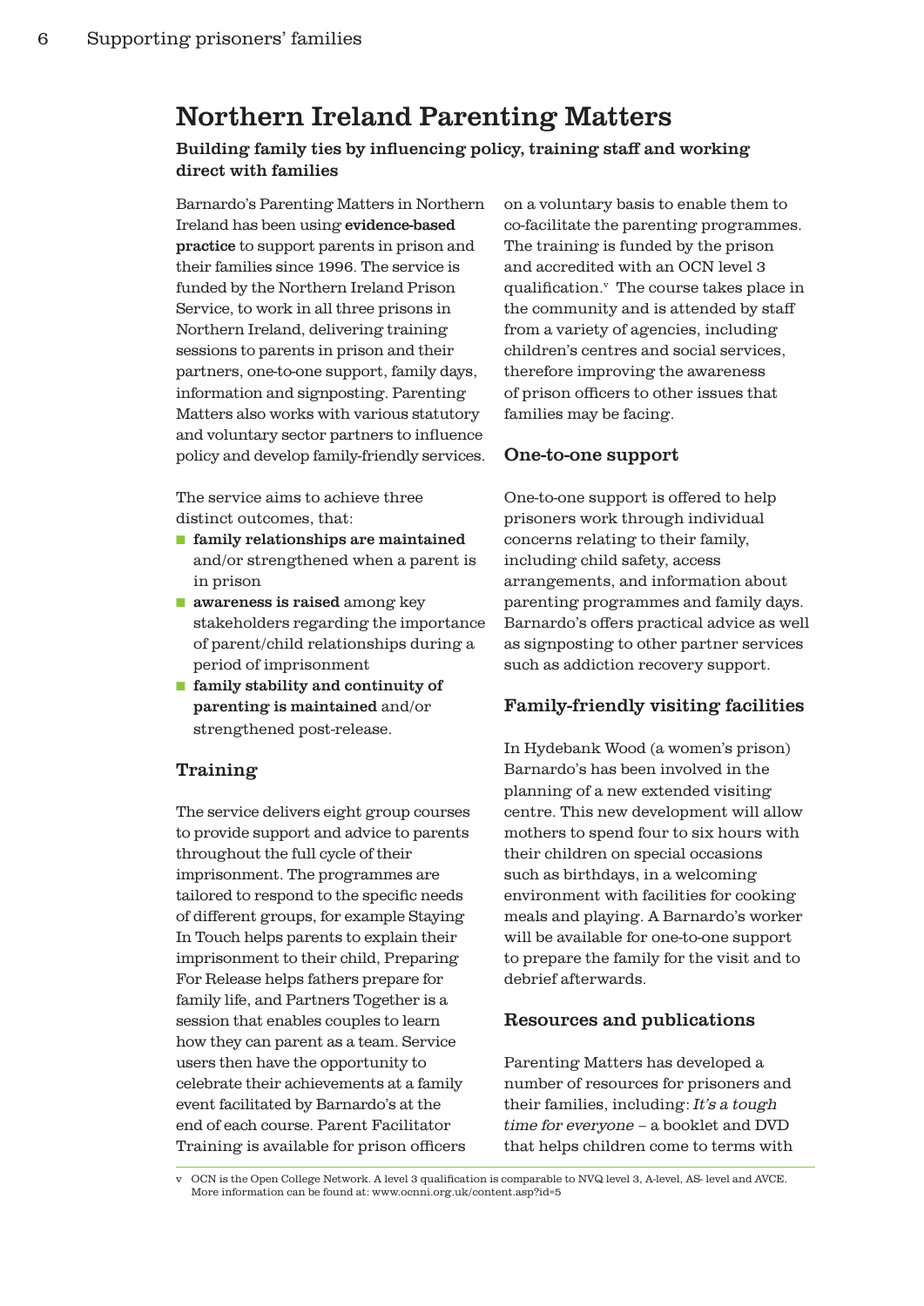# Northern Ireland Parenting Matters

**Building family ties by influencing policy, training staff and working direct with families**

Barnardo's Parenting Matters in Northern Ireland has been using **evidence-based practice** to support parents in prison and their families since 1996. The service is funded by the Northern Ireland Prison Service, to work in all three prisons in Northern Ireland, delivering training sessions to parents in prison and their partners, one-to-one support, family days, information and signposting. Parenting Matters also works with various statutory and voluntary sector partners to influence policy and develop family-friendly services.

The service aims to achieve three distinct outcomes, that:

- **family relationships are maintained** and/or strengthened when a parent is in prison
- **awareness is raised** among key stakeholders regarding the importance of parent/child relationships during a period of imprisonment
- **family stability and continuity of parenting is maintained** and/or strengthened post-release.

## Training

The service delivers eight group courses to provide support and advice to parents throughout the full cycle of their imprisonment. The programmes are tailored to respond to the specific needs of different groups, for example Staying In Touch helps parents to explain their imprisonment to their child, Preparing For Release helps fathers prepare for family life, and Partners Together is a session that enables couples to learn how they can parent as a team. Service users then have the opportunity to celebrate their achievements at a family event facilitated by Barnardo's at the end of each course. Parent Facilitator Training is available for prison officers on a voluntary basis to enable them to co-facilitate the parenting programmes. The training is funded by the prison and accredited with an OCN level 3 qualification.[v] The course takes place in the community and is attended by staff from a variety of agencies, including children's centres and social services, therefore improving the awareness of prison officers to other issues that families may be facing.

## One-to-one support

One-to-one support is offered to help prisoners work through individual concerns relating to their family, including child safety, access arrangements, and information about parenting programmes and family days. Barnardo's offers practical advice as well as signposting to other partner services such as addiction recovery support.

## Family-friendly visiting facilities

In Hydebank Wood (a women's prison) Barnardo's has been involved in the planning of a new extended visiting centre. This new development will allow mothers to spend four to six hours with their children on special occasions such as birthdays, in a welcoming environment with facilities for cooking meals and playing. A Barnardo's worker will be available for one-to-one support to prepare the family for the visit and to debrief afterwards.

## Resources and publications

Parenting Matters has developed a number of resources for prisoners and their families, including: *It's a tough time for everyone* – a booklet and DVD that helps children come to terms with

---

v OCN is the Open College Network. A level 3 qualification is comparable to NVQ level 3, A-level, AS- level and AVCE. More information can be found at: www.ocnni.org.uk/content.asp?id=5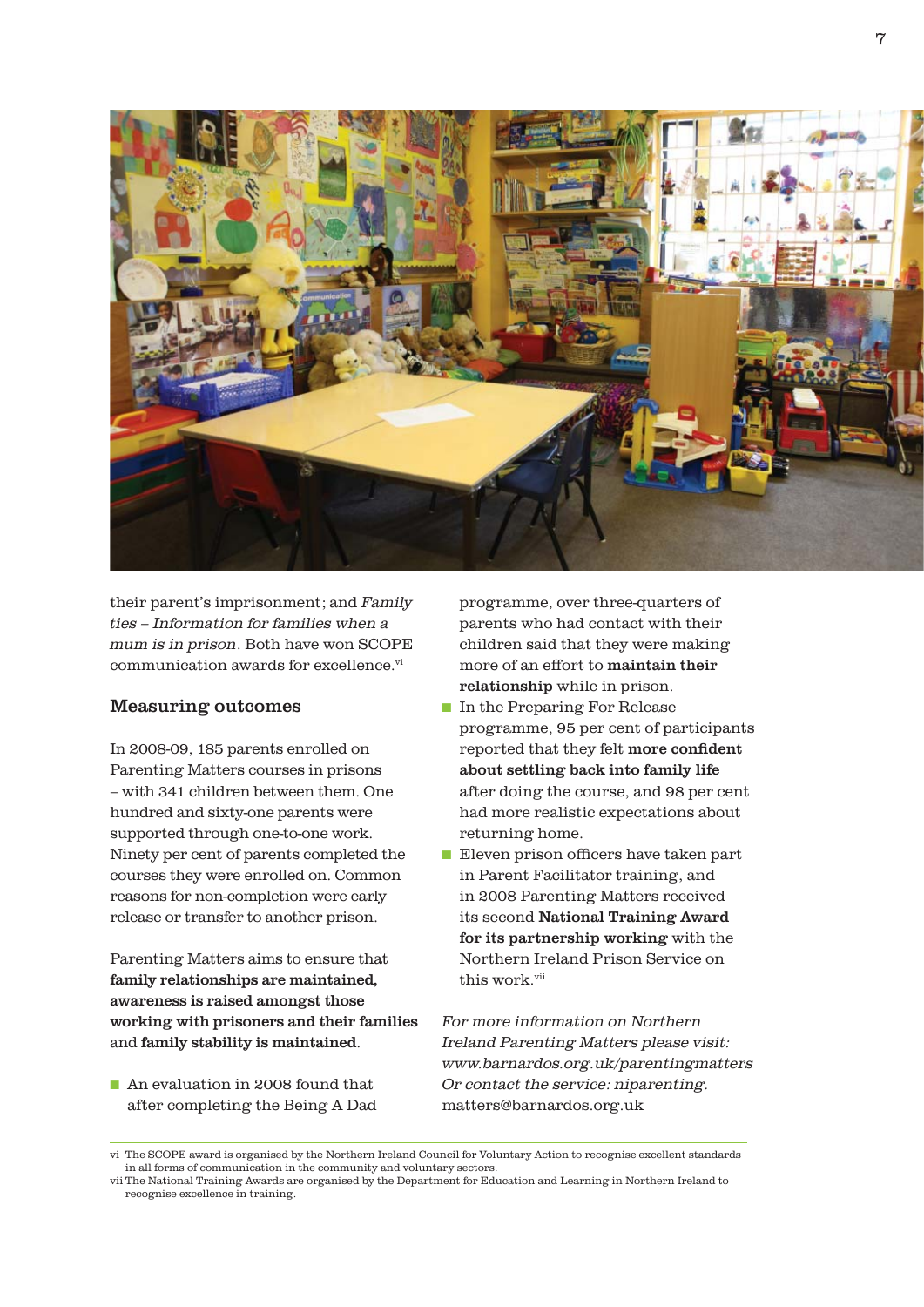their parent's imprisonment; and *Family ties – Information for families when a mum is in prison*. Both have won SCOPE communication awards for excellence.[vi]

## Measuring outcomes

In 2008-09, 185 parents enrolled on Parenting Matters courses in prisons – with 341 children between them. One hundred and sixty-one parents were supported through one-to-one work. Ninety per cent of parents completed the courses they were enrolled on. Common reasons for non-completion were early release or transfer to another prison.

Parenting Matters aims to ensure that **family relationships are maintained, awareness is raised amongst those working with prisoners and their families** and **family stability is maintained**.

- An evaluation in 2008 found that after completing the Being A Dad programme, over three-quarters of parents who had contact with their children said that they were making more of an effort to **maintain their relationship** while in prison.
- In the Preparing For Release programme, 95 per cent of participants reported that they felt **more confident about settling back into family life** after doing the course, and 98 per cent had more realistic expectations about returning home.
- Eleven prison officers have taken part in Parent Facilitator training, and in 2008 Parenting Matters received its second **National Training Award for its partnership working** with the Northern Ireland Prison Service on this work.[vii]

*For more information on Northern Ireland Parenting Matters please visit: www.barnardos.org.uk/parentingmatters Or contact the service: niparenting.* matters@barnardos.org.uk

---

vi The SCOPE award is organised by the Northern Ireland Council for Voluntary Action to recognise excellent standards in all forms of communication in the community and voluntary sectors.

vii The National Training Awards are organised by the Department for Education and Learning in Northern Ireland to recognise excellence in training.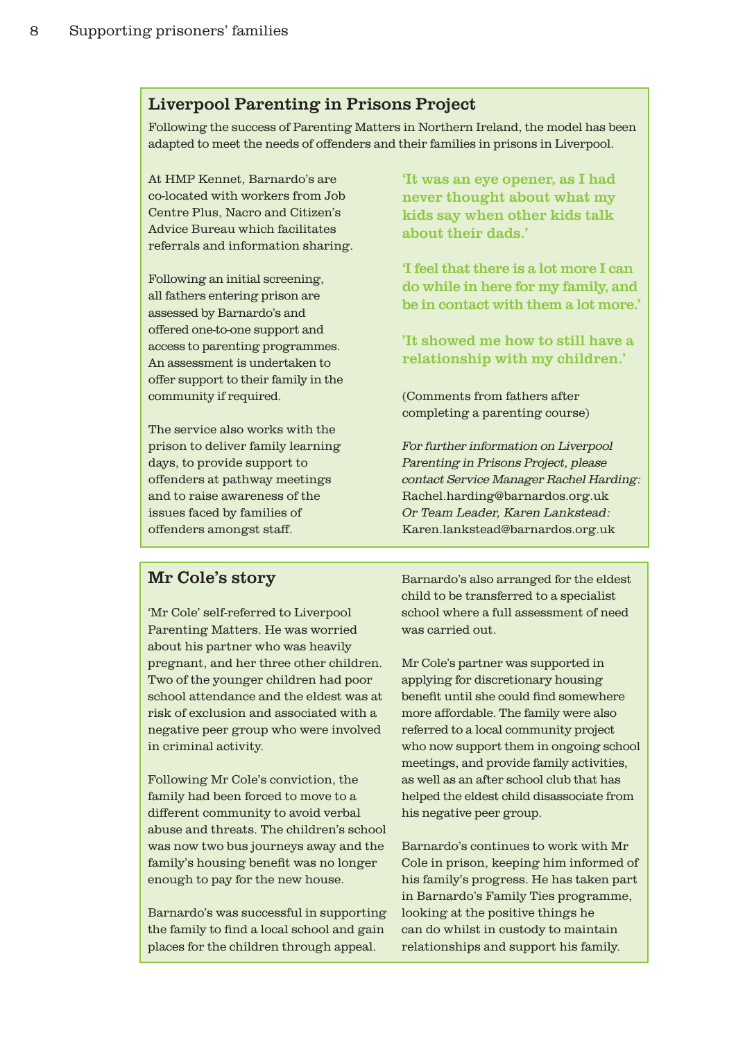## Liverpool Parenting in Prisons Project

Following the success of Parenting Matters in Northern Ireland, the model has been adapted to meet the needs of offenders and their families in prisons in Liverpool.

At HMP Kennet, Barnardo's are co-located with workers from Job Centre Plus, Nacro and Citizen's Advice Bureau which facilitates referrals and information sharing.

Following an initial screening, all fathers entering prison are assessed by Barnardo's and offered one-to-one support and access to parenting programmes. An assessment is undertaken to offer support to their family in the community if required.

The service also works with the prison to deliver family learning days, to provide support to offenders at pathway meetings and to raise awareness of the issues faced by families of offenders amongst staff.

**'It was an eye opener, as I had never thought about what my kids say when other kids talk about their dads.'**

**'I feel that there is a lot more I can do while in here for my family, and be in contact with them a lot more.'**

**'It showed me how to still have a relationship with my children.'**

(Comments from fathers after completing a parenting course)

*For further information on Liverpool Parenting in Prisons Project, please contact Service Manager Rachel Harding:* Rachel.harding@barnardos.org.uk
*Or Team Leader, Karen Lankstead:* Karen.lankstead@barnardos.org.uk

## Mr Cole's story

'Mr Cole' self-referred to Liverpool Parenting Matters. He was worried about his partner who was heavily pregnant, and her three other children. Two of the younger children had poor school attendance and the eldest was at risk of exclusion and associated with a negative peer group who were involved in criminal activity.

Following Mr Cole's conviction, the family had been forced to move to a different community to avoid verbal abuse and threats. The children's school was now two bus journeys away and the family's housing benefit was no longer enough to pay for the new house.

Barnardo's was successful in supporting the family to find a local school and gain places for the children through appeal. Barnardo's also arranged for the eldest child to be transferred to a specialist school where a full assessment of need was carried out.

Mr Cole's partner was supported in applying for discretionary housing benefit until she could find somewhere more affordable. The family were also referred to a local community project who now support them in ongoing school meetings, and provide family activities, as well as an after school club that has helped the eldest child disassociate from his negative peer group.

Barnardo's continues to work with Mr Cole in prison, keeping him informed of his family's progress. He has taken part in Barnardo's Family Ties programme, looking at the positive things he can do whilst in custody to maintain relationships and support his family.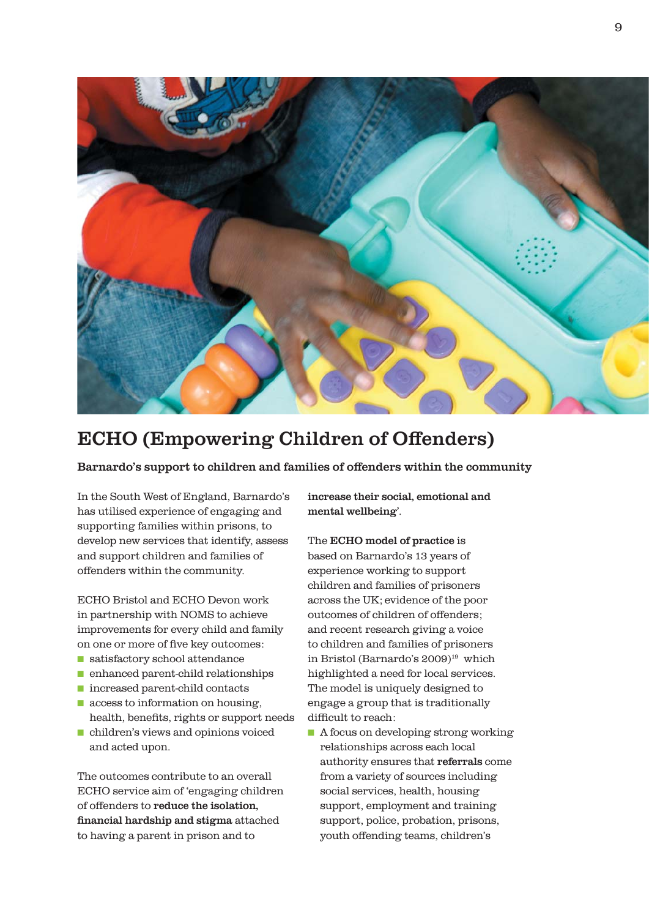# ECHO (Empowering Children of Offenders)

**Barnardo's support to children and families of offenders within the community**

In the South West of England, Barnardo's has utilised experience of engaging and supporting families within prisons, to develop new services that identify, assess and support children and families of offenders within the community.

ECHO Bristol and ECHO Devon work in partnership with NOMS to achieve improvements for every child and family on one or more of five key outcomes:

- satisfactory school attendance
- enhanced parent-child relationships
- increased parent-child contacts
- access to information on housing, health, benefits, rights or support needs
- children's views and opinions voiced and acted upon.

The outcomes contribute to an overall ECHO service aim of 'engaging children of offenders to **reduce the isolation, financial hardship and stigma** attached to having a parent in prison and to **increase their social, emotional and mental wellbeing**'.

The **ECHO model of practice** is based on Barnardo's 13 years of experience working to support children and families of prisoners across the UK; evidence of the poor outcomes of children of offenders; and recent research giving a voice to children and families of prisoners in Bristol (Barnardo's 2009)[19] which highlighted a need for local services. The model is uniquely designed to engage a group that is traditionally difficult to reach:

- A focus on developing strong working relationships across each local authority ensures that **referrals** come from a variety of sources including social services, health, housing support, employment and training support, police, probation, prisons, youth offending teams, children's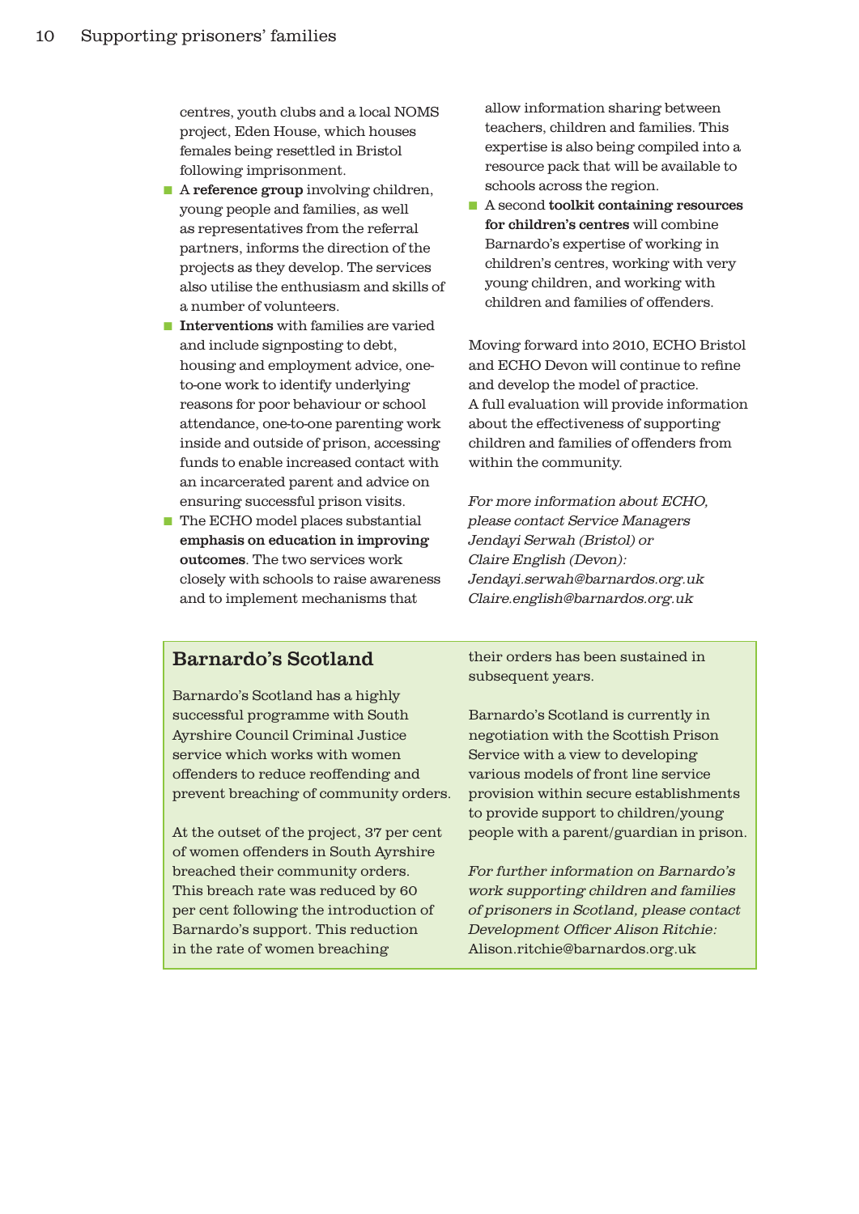centres, youth clubs and a local NOMS project, Eden House, which houses females being resettled in Bristol following imprisonment.

- A **reference group** involving children, young people and families, as well as representatives from the referral partners, informs the direction of the projects as they develop. The services also utilise the enthusiasm and skills of a number of volunteers.
- **Interventions** with families are varied and include signposting to debt, housing and employment advice, one-to-one work to identify underlying reasons for poor behaviour or school attendance, one-to-one parenting work inside and outside of prison, accessing funds to enable increased contact with an incarcerated parent and advice on ensuring successful prison visits.
- The ECHO model places substantial **emphasis on education in improving outcomes**. The two services work closely with schools to raise awareness and to implement mechanisms that allow information sharing between teachers, children and families. This expertise is also being compiled into a resource pack that will be available to schools across the region.
- A second **toolkit containing resources for children's centres** will combine Barnardo's expertise of working in children's centres, working with very young children, and working with children and families of offenders.

Moving forward into 2010, ECHO Bristol and ECHO Devon will continue to refine and develop the model of practice. A full evaluation will provide information about the effectiveness of supporting children and families of offenders from within the community.

*For more information about ECHO, please contact Service Managers Jendayi Serwah (Bristol) or Claire English (Devon):*
*Jendayi.serwah@barnardos.org.uk*
*Claire.english@barnardos.org.uk*

## Barnardo's Scotland

Barnardo's Scotland has a highly successful programme with South Ayrshire Council Criminal Justice service which works with women offenders to reduce reoffending and prevent breaching of community orders.

At the outset of the project, 37 per cent of women offenders in South Ayrshire breached their community orders. This breach rate was reduced by 60 per cent following the introduction of Barnardo's support. This reduction in the rate of women breaching their orders has been sustained in subsequent years.

Barnardo's Scotland is currently in negotiation with the Scottish Prison Service with a view to developing various models of front line service provision within secure establishments to provide support to children/young people with a parent/guardian in prison.

*For further information on Barnardo's work supporting children and families of prisoners in Scotland, please contact Development Officer Alison Ritchie:*
Alison.ritchie@barnardos.org.uk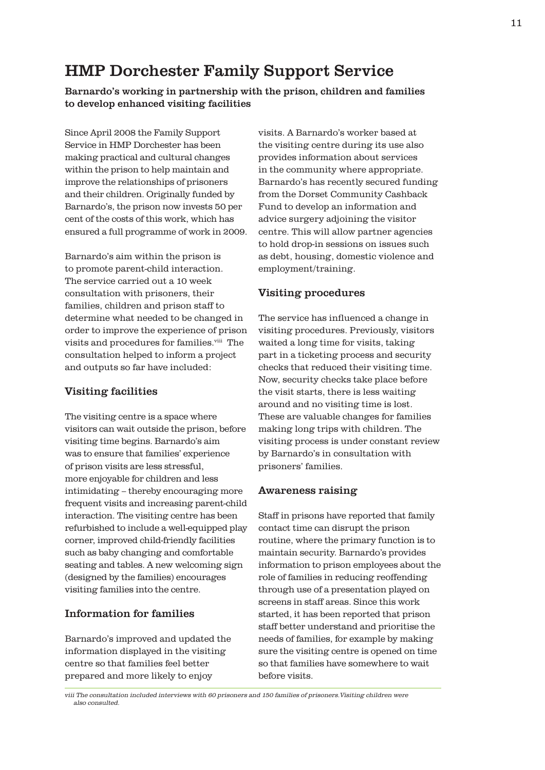# HMP Dorchester Family Support Service

**Barnardo's working in partnership with the prison, children and families to develop enhanced visiting facilities**

Since April 2008 the Family Support Service in HMP Dorchester has been making practical and cultural changes within the prison to help maintain and improve the relationships of prisoners and their children. Originally funded by Barnardo's, the prison now invests 50 per cent of the costs of this work, which has ensured a full programme of work in 2009.

Barnardo's aim within the prison is to promote parent-child interaction. The service carried out a 10 week consultation with prisoners, their families, children and prison staff to determine what needed to be changed in order to improve the experience of prison visits and procedures for families.[viii] The consultation helped to inform a project and outputs so far have included:

## Visiting facilities

The visiting centre is a space where visitors can wait outside the prison, before visiting time begins. Barnardo's aim was to ensure that families' experience of prison visits are less stressful, more enjoyable for children and less intimidating – thereby encouraging more frequent visits and increasing parent-child interaction. The visiting centre has been refurbished to include a well-equipped play corner, improved child-friendly facilities such as baby changing and comfortable seating and tables. A new welcoming sign (designed by the families) encourages visiting families into the centre.

## Information for families

Barnardo's improved and updated the information displayed in the visiting centre so that families feel better prepared and more likely to enjoy visits. A Barnardo's worker based at the visiting centre during its use also provides information about services in the community where appropriate. Barnardo's has recently secured funding from the Dorset Community Cashback Fund to develop an information and advice surgery adjoining the visitor centre. This will allow partner agencies to hold drop-in sessions on issues such as debt, housing, domestic violence and employment/training.

## Visiting procedures

The service has influenced a change in visiting procedures. Previously, visitors waited a long time for visits, taking part in a ticketing process and security checks that reduced their visiting time. Now, security checks take place before the visit starts, there is less waiting around and no visiting time is lost. These are valuable changes for families making long trips with children. The visiting process is under constant review by Barnardo's in consultation with prisoners' families.

## Awareness raising

Staff in prisons have reported that family contact time can disrupt the prison routine, where the primary function is to maintain security. Barnardo's provides information to prison employees about the role of families in reducing reoffending through use of a presentation played on screens in staff areas. Since this work started, it has been reported that prison staff better understand and prioritise the needs of families, for example by making sure the visiting centre is opened on time so that families have somewhere to wait before visits.

---

*viii The consultation included interviews with 60 prisoners and 150 families of prisoners. Visiting children were also consulted.*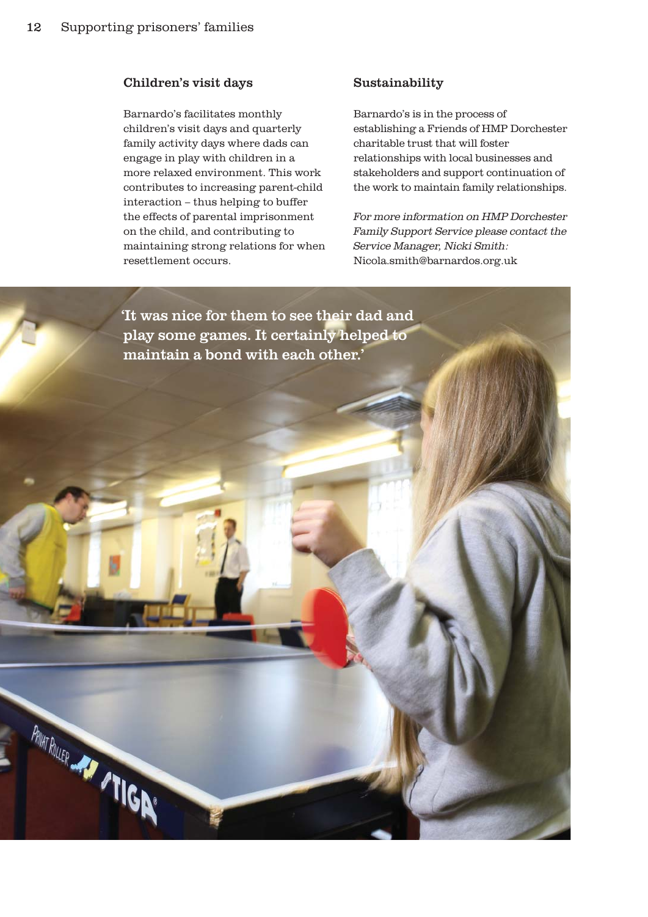### Children's visit days

Barnardo's facilitates monthly children's visit days and quarterly family activity days where dads can engage in play with children in a more relaxed environment. This work contributes to increasing parent-child interaction – thus helping to buffer the effects of parental imprisonment on the child, and contributing to maintaining strong relations for when resettlement occurs.

### Sustainability

Barnardo's is in the process of establishing a Friends of HMP Dorchester charitable trust that will foster relationships with local businesses and stakeholders and support continuation of the work to maintain family relationships.

*For more information on HMP Dorchester Family Support Service please contact the Service Manager, Nicki Smith:*
Nicola.smith@barnardos.org.uk

**'It was nice for them to see their dad and play some games. It certainly helped to maintain a bond with each other.'**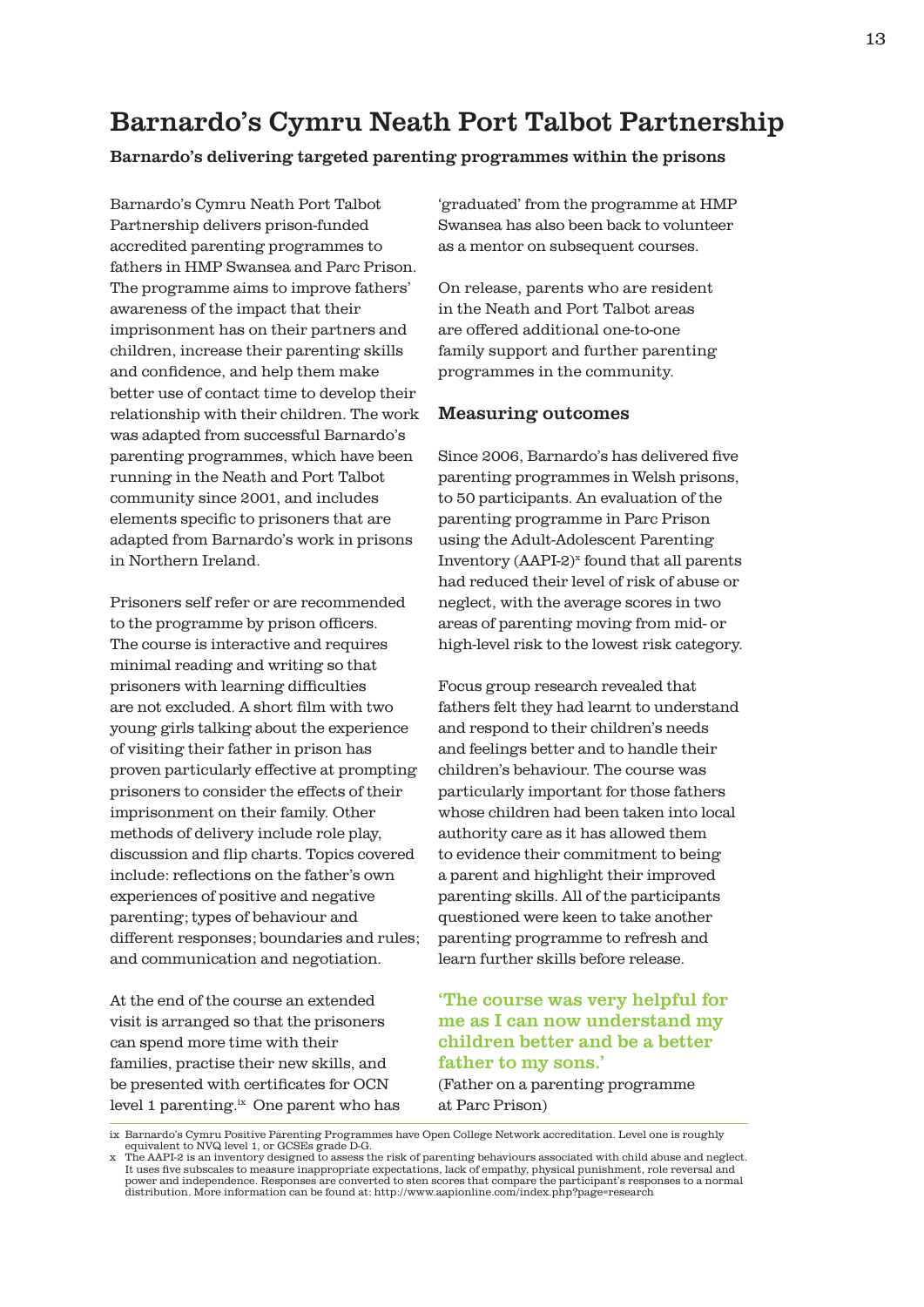# Barnardo's Cymru Neath Port Talbot Partnership

**Barnardo's delivering targeted parenting programmes within the prisons**

Barnardo's Cymru Neath Port Talbot Partnership delivers prison-funded accredited parenting programmes to fathers in HMP Swansea and Parc Prison. The programme aims to improve fathers' awareness of the impact that their imprisonment has on their partners and children, increase their parenting skills and confidence, and help them make better use of contact time to develop their relationship with their children. The work was adapted from successful Barnardo's parenting programmes, which have been running in the Neath and Port Talbot community since 2001, and includes elements specific to prisoners that are adapted from Barnardo's work in prisons in Northern Ireland.

Prisoners self refer or are recommended to the programme by prison officers. The course is interactive and requires minimal reading and writing so that prisoners with learning difficulties are not excluded. A short film with two young girls talking about the experience of visiting their father in prison has proven particularly effective at prompting prisoners to consider the effects of their imprisonment on their family. Other methods of delivery include role play, discussion and flip charts. Topics covered include: reflections on the father's own experiences of positive and negative parenting; types of behaviour and different responses; boundaries and rules; and communication and negotiation.

At the end of the course an extended visit is arranged so that the prisoners can spend more time with their families, practise their new skills, and be presented with certificates for OCN level 1 parenting.[ix] One parent who has 'graduated' from the programme at HMP Swansea has also been back to volunteer as a mentor on subsequent courses.

On release, parents who are resident in the Neath and Port Talbot areas are offered additional one-to-one family support and further parenting programmes in the community.

## Measuring outcomes

Since 2006, Barnardo's has delivered five parenting programmes in Welsh prisons, to 50 participants. An evaluation of the parenting programme in Parc Prison using the Adult-Adolescent Parenting Inventory (AAPI-2)[x] found that all parents had reduced their level of risk of abuse or neglect, with the average scores in two areas of parenting moving from mid- or high-level risk to the lowest risk category.

Focus group research revealed that fathers felt they had learnt to understand and respond to their children's needs and feelings better and to handle their children's behaviour. The course was particularly important for those fathers whose children had been taken into local authority care as it has allowed them to evidence their commitment to being a parent and highlight their improved parenting skills. All of the participants questioned were keen to take another parenting programme to refresh and learn further skills before release.

**'The course was very helpful for me as I can now understand my children better and be a better father to my sons.'**
(Father on a parenting programme at Parc Prison)

---

ix Barnardo's Cymru Positive Parenting Programmes have Open College Network accreditation. Level one is roughly equivalent to NVQ level 1, or GCSEs grade D-G.

x The AAPI-2 is an inventory designed to assess the risk of parenting behaviours associated with child abuse and neglect. It uses five subscales to measure inappropriate expectations, lack of empathy, physical punishment, role reversal and power and independence. Responses are converted to sten scores that compare the participant's responses to a normal distribution. More information can be found at: http://www.aapionline.com/index.php?page=research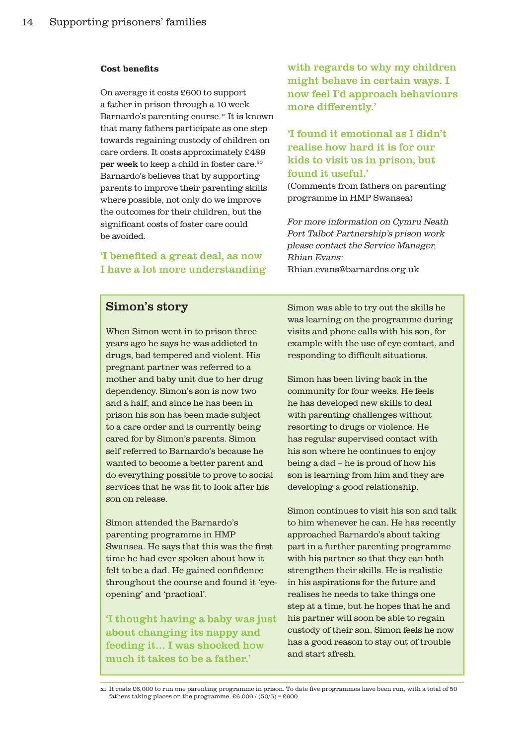**Cost benefits**

On average it costs £600 to support a father in prison through a 10 week Barnardo's parenting course.[xi] It is known that many fathers participate as one step towards regaining custody of children on care orders. It costs approximately £489 **per week** to keep a child in foster care.[20] Barnardo's believes that by supporting parents to improve their parenting skills where possible, not only do we improve the outcomes for their children, but the significant costs of foster care could be avoided.

**'I benefited a great deal, as now I have a lot more understanding with regards to why my children might behave in certain ways. I now feel I'd approach behaviours more differently.'**

**'I found it emotional as I didn't realise how hard it is for our kids to visit us in prison, but found it useful.'**
(Comments from fathers on parenting programme in HMP Swansea)

*For more information on Cymru Neath Port Talbot Partnership's prison work please contact the Service Manager, Rhian Evans:*
Rhian.evans@barnardos.org.uk

## Simon's story

When Simon went in to prison three years ago he says he was addicted to drugs, bad tempered and violent. His pregnant partner was referred to a mother and baby unit due to her drug dependency. Simon's son is now two and a half, and since he has been in prison his son has been made subject to a care order and is currently being cared for by Simon's parents. Simon self referred to Barnardo's because he wanted to become a better parent and do everything possible to prove to social services that he was fit to look after his son on release.

Simon attended the Barnardo's parenting programme in HMP Swansea. He says that this was the first time he had ever spoken about how it felt to be a dad. He gained confidence throughout the course and found it 'eye-opening' and 'practical'.

**'I thought having a baby was just about changing its nappy and feeding it… I was shocked how much it takes to be a father.'**

Simon was able to try out the skills he was learning on the programme during visits and phone calls with his son, for example with the use of eye contact, and responding to difficult situations.

Simon has been living back in the community for four weeks. He feels he has developed new skills to deal with parenting challenges without resorting to drugs or violence. He has regular supervised contact with his son where he continues to enjoy being a dad – he is proud of how his son is learning from him and they are developing a good relationship.

Simon continues to visit his son and talk to him whenever he can. He has recently approached Barnardo's about taking part in a further parenting programme with his partner so that they can both strengthen their skills. He is realistic in his aspirations for the future and realises he needs to take things one step at a time, but he hopes that he and his partner will soon be able to regain custody of their son. Simon feels he now has a good reason to stay out of trouble and start afresh.

---

xi It costs £6,000 to run one parenting programme in prison. To date five programmes have been run, with a total of 50 fathers taking places on the programme. £6,000 / (50/5) = £600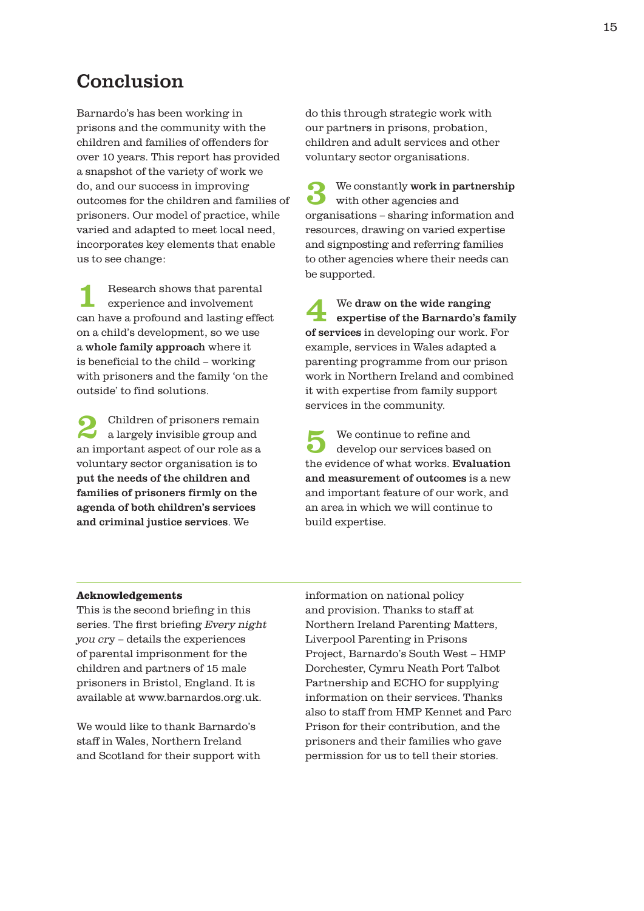# Conclusion

Barnardo's has been working in prisons and the community with the children and families of offenders for over 10 years. This report has provided a snapshot of the variety of work we do, and our success in improving outcomes for the children and families of prisoners. Our model of practice, while varied and adapted to meet local need, incorporates key elements that enable us to see change:

**1** Research shows that parental experience and involvement can have a profound and lasting effect on a child's development, so we use a **whole family approach** where it is beneficial to the child – working with prisoners and the family 'on the outside' to find solutions.

**2** Children of prisoners remain a largely invisible group and an important aspect of our role as a voluntary sector organisation is to **put the needs of the children and families of prisoners firmly on the agenda of both children's services and criminal justice services**. We do this through strategic work with our partners in prisons, probation, children and adult services and other voluntary sector organisations.

**3** We constantly **work in partnership** with other agencies and organisations – sharing information and resources, drawing on varied expertise and signposting and referring families to other agencies where their needs can be supported.

**4** We **draw on the wide ranging expertise of the Barnardo's family of services** in developing our work. For example, services in Wales adapted a parenting programme from our prison work in Northern Ireland and combined it with expertise from family support services in the community.

**5** We continue to refine and develop our services based on the evidence of what works. **Evaluation and measurement of outcomes** is a new and important feature of our work, and an area in which we will continue to build expertise.

---

**Acknowledgements**

This is the second briefing in this series. The first briefing *Every night you cry* – details the experiences of parental imprisonment for the children and partners of 15 male prisoners in Bristol, England. It is available at www.barnardos.org.uk.

We would like to thank Barnardo's staff in Wales, Northern Ireland and Scotland for their support with information on national policy and provision. Thanks to staff at Northern Ireland Parenting Matters, Liverpool Parenting in Prisons Project, Barnardo's South West – HMP Dorchester, Cymru Neath Port Talbot Partnership and ECHO for supplying information on their services. Thanks also to staff from HMP Kennet and Parc Prison for their contribution, and the prisoners and their families who gave permission for us to tell their stories.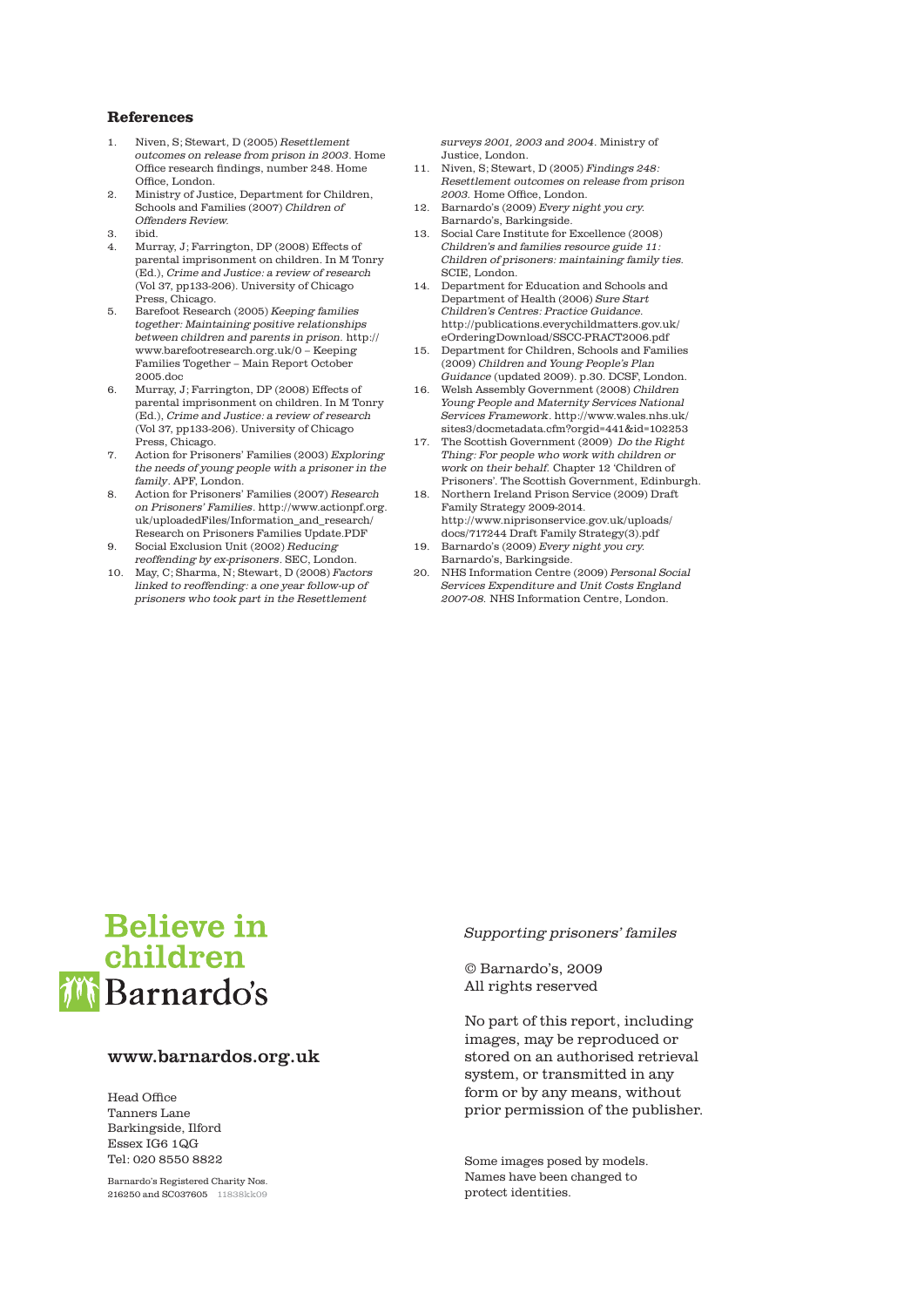## References

1. Niven, S; Stewart, D (2005) *Resettlement outcomes on release from prison in 2003*. Home Office research findings, number 248. Home Office, London.
2. Ministry of Justice, Department for Children, Schools and Families (2007) *Children of Offenders Review*.
3. ibid.
4. Murray, J; Farrington, DP (2008) Effects of parental imprisonment on children. In M Tonry (Ed.), *Crime and Justice: a review of research* (Vol 37, pp133-206). University of Chicago Press, Chicago.
5. Barefoot Research (2005) *Keeping families together: Maintaining positive relationships between children and parents in prison*. http://www.barefootresearch.org.uk/0 – Keeping Families Together – Main Report October 2005.doc
6. Murray, J; Farrington, DP (2008) Effects of parental imprisonment on children. In M Tonry (Ed.), *Crime and Justice: a review of research* (Vol 37, pp133-206). University of Chicago Press, Chicago.
7. Action for Prisoners' Families (2003) *Exploring the needs of young people with a prisoner in the family*. APF, London.
8. Action for Prisoners' Families (2007) *Research on Prisoners' Families*. http://www.actionpf.org.uk/uploadedFiles/Information_and_research/Research on Prisoners Families Update.PDF
9. Social Exclusion Unit (2002) *Reducing reoffending by ex-prisoners*. SEC, London.
10. May, C; Sharma, N; Stewart, D (2008) *Factors linked to reoffending: a one year follow-up of prisoners who took part in the Resettlement surveys 2001, 2003 and 2004*. Ministry of Justice, London.
11. Niven, S; Stewart, D (2005) *Findings 248: Resettlement outcomes on release from prison 2003*. Home Office, London.
12. Barnardo's (2009) *Every night you cry*. Barnardo's, Barkingside.
13. Social Care Institute for Excellence (2008) *Children's and families resource guide 11: Children of prisoners: maintaining family ties*. SCIE, London.
14. Department for Education and Schools and Department of Health (2006) *Sure Start Children's Centres: Practice Guidance*. http://publications.everychildmatters.gov.uk/eOrderingDownload/SSCC-PRACT2006.pdf
15. Department for Children, Schools and Families (2009) *Children and Young People's Plan Guidance* (updated 2009). p.30. DCSF, London.
16. Welsh Assembly Government (2008) *Children Young People and Maternity Services National Services Framework*. http://www.wales.nhs.uk/sites3/docmetadata.cfm?orgid=441&id=102253
17. The Scottish Government (2009) *Do the Right Thing: For people who work with children or work on their behalf*. Chapter 12 'Children of Prisoners'. The Scottish Government, Edinburgh.
18. Northern Ireland Prison Service (2009) Draft Family Strategy 2009-2014. http://www.niprisonservice.gov.uk/uploads/docs/717244 Draft Family Strategy(3).pdf
19. Barnardo's (2009) *Every night you cry*. Barnardo's, Barkingside.
20. NHS Information Centre (2009) *Personal Social Services Expenditure and Unit Costs England 2007-08*. NHS Information Centre, London.

Believe in children
Barnardo's

**www.barnardos.org.uk**

Head Office
Tanners Lane
Barkingside, Ilford
Essex IG6 1QG
Tel: 020 8550 8822

Barnardo's Registered Charity Nos. 216250 and SC037605 11838kk09

*Supporting prisoners' familes*

© Barnardo's, 2009
All rights reserved

No part of this report, including images, may be reproduced or stored on an authorised retrieval system, or transmitted in any form or by any means, without prior permission of the publisher.

Some images posed by models. Names have been changed to protect identities.